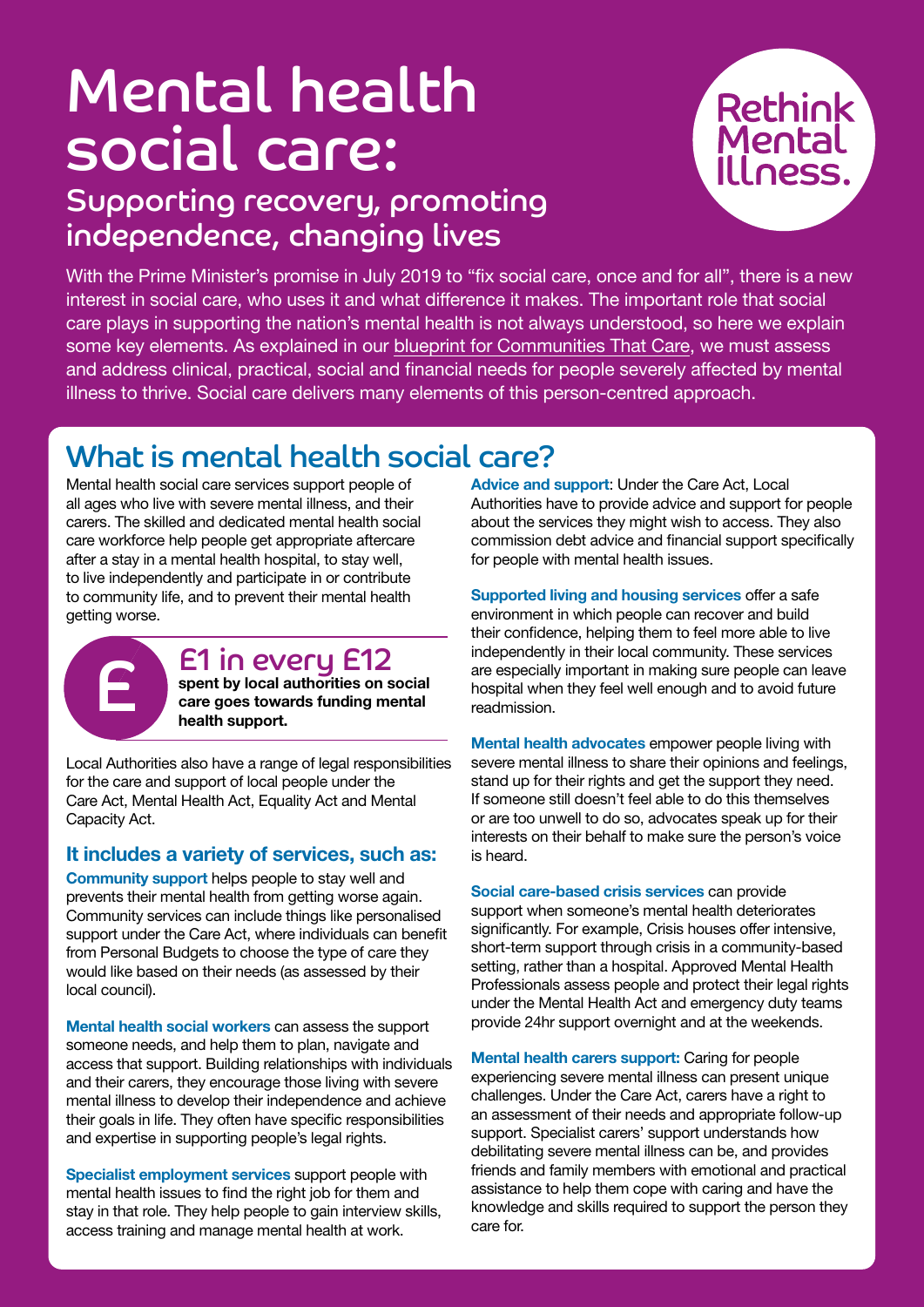# Mental health social care:

## Supporting recovery, promoting independence, changing lives

Rethink Mental Illness.

With the Prime Minister's promise in July 2019 to "fix social care, once and for all", there is a new interest in social care, who uses it and what difference it makes. The important role that social care plays in supporting the nation's mental health is not always understood, so here we explain some key elements. As explained in our blueprint for Communities That Care, we must assess and address clinical, practical, social and financial needs for people severely affected by mental illness to thrive. Social care delivers many elements of this person-centred approach.

## What is mental health social care?

Mental health social care services support people of all ages who live with severe mental illness, and their carers. The skilled and dedicated mental health social care workforce help people get appropriate aftercare after a stay in a mental health hospital, to stay well, to live independently and participate in or contribute to community life, and to prevent their mental health getting worse.

**£1 in every £12**
**spent by local authorities on social care goes towards funding mental health support.**

Local Authorities also have a range of legal responsibilities for the care and support of local people under the Care Act, Mental Health Act, Equality Act and Mental Capacity Act.

### It includes a variety of services, such as:

**Community support** helps people to stay well and prevents their mental health from getting worse again. Community services can include things like personalised support under the Care Act, where individuals can benefit from Personal Budgets to choose the type of care they would like based on their needs (as assessed by their local council).

**Mental health social workers** can assess the support someone needs, and help them to plan, navigate and access that support. Building relationships with individuals and their carers, they encourage those living with severe mental illness to develop their independence and achieve their goals in life. They often have specific responsibilities and expertise in supporting people's legal rights.

**Specialist employment services** support people with mental health issues to find the right job for them and stay in that role. They help people to gain interview skills, access training and manage mental health at work.

**Advice and support**: Under the Care Act, Local Authorities have to provide advice and support for people about the services they might wish to access. They also commission debt advice and financial support specifically for people with mental health issues.

**Supported living and housing services** offer a safe environment in which people can recover and build their confidence, helping them to feel more able to live independently in their local community. These services are especially important in making sure people can leave hospital when they feel well enough and to avoid future readmission.

**Mental health advocates** empower people living with severe mental illness to share their opinions and feelings, stand up for their rights and get the support they need. If someone still doesn't feel able to do this themselves or are too unwell to do so, advocates speak up for their interests on their behalf to make sure the person's voice is heard.

**Social care-based crisis services** can provide support when someone's mental health deteriorates significantly. For example, Crisis houses offer intensive, short-term support through crisis in a community-based setting, rather than a hospital. Approved Mental Health Professionals assess people and protect their legal rights under the Mental Health Act and emergency duty teams provide 24hr support overnight and at the weekends.

**Mental health carers support:** Caring for people experiencing severe mental illness can present unique challenges. Under the Care Act, carers have a right to an assessment of their needs and appropriate follow-up support. Specialist carers' support understands how debilitating severe mental illness can be, and provides friends and family members with emotional and practical assistance to help them cope with caring and have the knowledge and skills required to support the person they care for.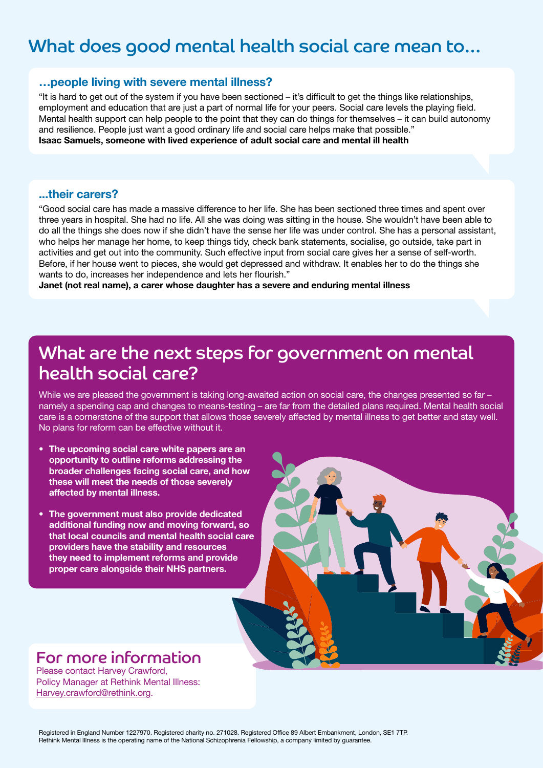# What does good mental health social care mean to...

### ...people living with severe mental illness?

"It is hard to get out of the system if you have been sectioned – it's difficult to get the things like relationships, employment and education that are just a part of normal life for your peers. Social care levels the playing field. Mental health support can help people to the point that they can do things for themselves – it can build autonomy and resilience. People just want a good ordinary life and social care helps make that possible."

**Isaac Samuels, someone with lived experience of adult social care and mental ill health**

### ...their carers?

"Good social care has made a massive difference to her life. She has been sectioned three times and spent over three years in hospital. She had no life. All she was doing was sitting in the house. She wouldn't have been able to do all the things she does now if she didn't have the sense her life was under control. She has a personal assistant, who helps her manage her home, to keep things tidy, check bank statements, socialise, go outside, take part in activities and get out into the community. Such effective input from social care gives her a sense of self-worth. Before, if her house went to pieces, she would get depressed and withdraw. It enables her to do the things she wants to do, increases her independence and lets her flourish."

**Janet (not real name), a carer whose daughter has a severe and enduring mental illness**

## What are the next steps for government on mental health social care?

While we are pleased the government is taking long-awaited action on social care, the changes presented so far – namely a spending cap and changes to means-testing – are far from the detailed plans required. Mental health social care is a cornerstone of the support that allows those severely affected by mental illness to get better and stay well. No plans for reform can be effective without it.

- **The upcoming social care white papers are an opportunity to outline reforms addressing the broader challenges facing social care, and how these will meet the needs of those severely affected by mental illness.**
- **The government must also provide dedicated additional funding now and moving forward, so that local councils and mental health social care providers have the stability and resources they need to implement reforms and provide proper care alongside their NHS partners.**

## For more information

Please contact Harvey Crawford, Policy Manager at Rethink Mental Illness: Harvey.crawford@rethink.org.

Registered in England Number 1227970. Registered charity no. 271028. Registered Office 89 Albert Embankment, London, SE1 7TP. Rethink Mental Illness is the operating name of the National Schizophrenia Fellowship, a company limited by guarantee.